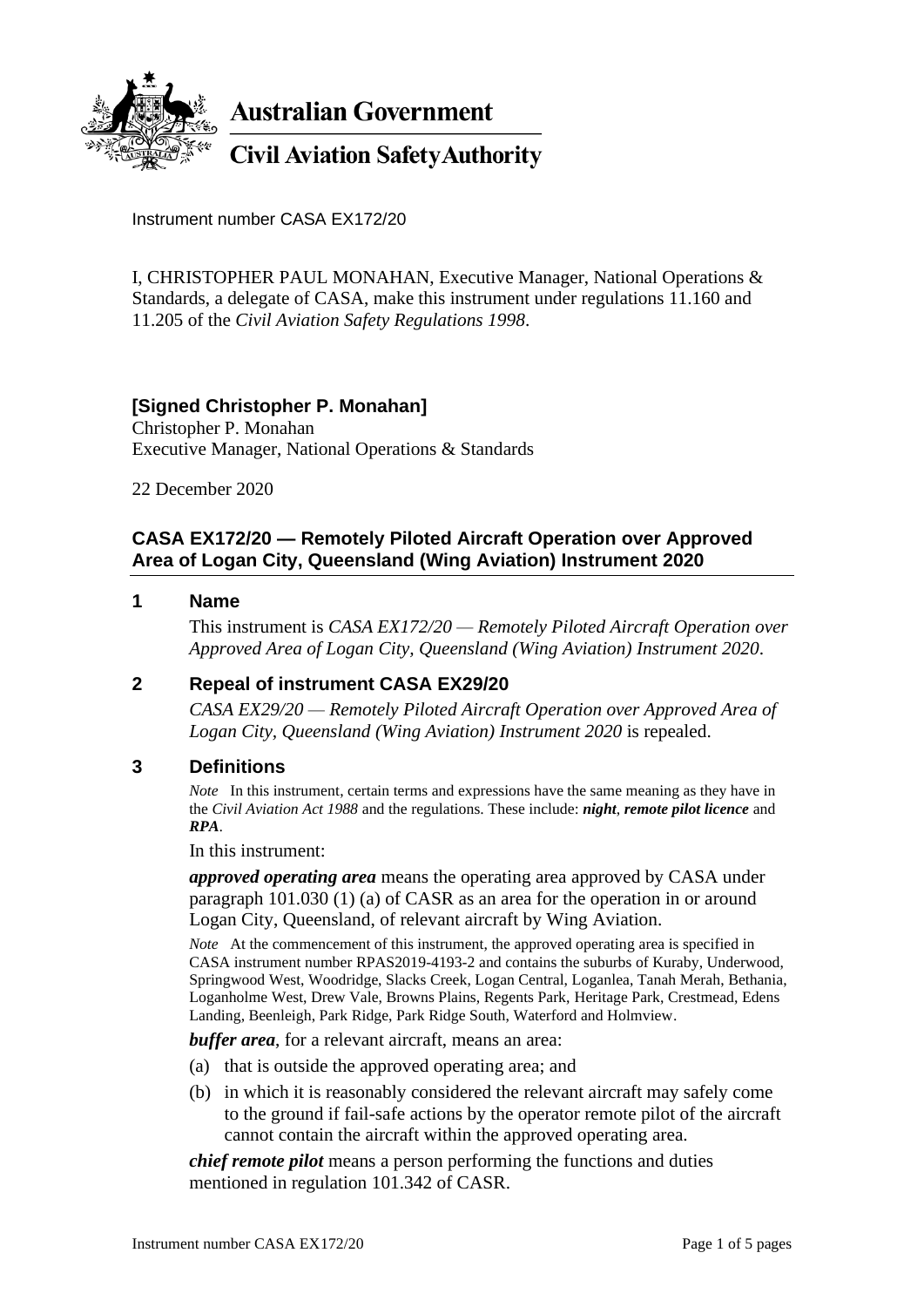**Australian Government**

**Civil Aviation Safety Authority**

Instrument number CASA EX172/20

I, CHRISTOPHER PAUL MONAHAN, Executive Manager, National Operations & Standards, a delegate of CASA, make this instrument under regulations 11.160 and 11.205 of the *Civil Aviation Safety Regulations 1998*.

**[Signed Christopher P. Monahan]**
Christopher P. Monahan
Executive Manager, National Operations & Standards

22 December 2020

## CASA EX172/20 — Remotely Piloted Aircraft Operation over Approved Area of Logan City, Queensland (Wing Aviation) Instrument 2020

### 1 Name

This instrument is *CASA EX172/20 — Remotely Piloted Aircraft Operation over Approved Area of Logan City, Queensland (Wing Aviation) Instrument 2020*.

### 2 Repeal of instrument CASA EX29/20

*CASA EX29/20 — Remotely Piloted Aircraft Operation over Approved Area of Logan City, Queensland (Wing Aviation) Instrument 2020* is repealed.

### 3 Definitions

*Note* In this instrument, certain terms and expressions have the same meaning as they have in the *Civil Aviation Act 1988* and the regulations. These include: ***night***, ***remote pilot licence*** and ***RPA***.

In this instrument:

***approved operating area*** means the operating area approved by CASA under paragraph 101.030 (1) (a) of CASR as an area for the operation in or around Logan City, Queensland, of relevant aircraft by Wing Aviation.

*Note* At the commencement of this instrument, the approved operating area is specified in CASA instrument number RPAS2019-4193-2 and contains the suburbs of Kuraby, Underwood, Springwood West, Woodridge, Slacks Creek, Logan Central, Loganlea, Tanah Merah, Bethania, Loganholme West, Drew Vale, Browns Plains, Regents Park, Heritage Park, Crestmead, Edens Landing, Beenleigh, Park Ridge, Park Ridge South, Waterford and Holmview.

***buffer area***, for a relevant aircraft, means an area:

(a) that is outside the approved operating area; and

(b) in which it is reasonably considered the relevant aircraft may safely come to the ground if fail-safe actions by the operator remote pilot of the aircraft cannot contain the aircraft within the approved operating area.

***chief remote pilot*** means a person performing the functions and duties mentioned in regulation 101.342 of CASR.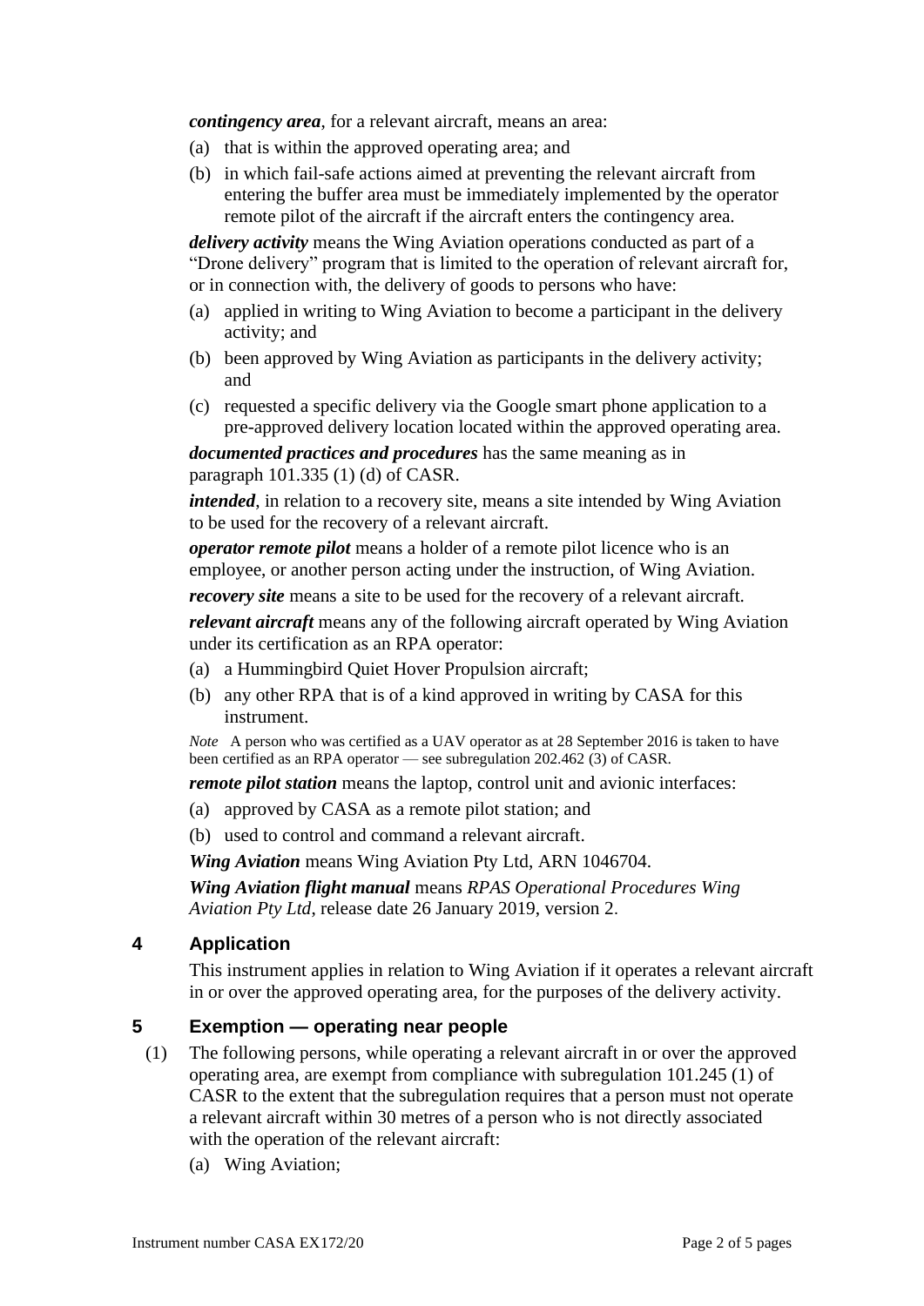***contingency area***, for a relevant aircraft, means an area:

(a) that is within the approved operating area; and

(b) in which fail-safe actions aimed at preventing the relevant aircraft from entering the buffer area must be immediately implemented by the operator remote pilot of the aircraft if the aircraft enters the contingency area.

***delivery activity*** means the Wing Aviation operations conducted as part of a "Drone delivery" program that is limited to the operation of relevant aircraft for, or in connection with, the delivery of goods to persons who have:

(a) applied in writing to Wing Aviation to become a participant in the delivery activity; and

(b) been approved by Wing Aviation as participants in the delivery activity; and

(c) requested a specific delivery via the Google smart phone application to a pre-approved delivery location located within the approved operating area.

***documented practices and procedures*** has the same meaning as in paragraph 101.335 (1) (d) of CASR.

***intended***, in relation to a recovery site, means a site intended by Wing Aviation to be used for the recovery of a relevant aircraft.

***operator remote pilot*** means a holder of a remote pilot licence who is an employee, or another person acting under the instruction, of Wing Aviation.

***recovery site*** means a site to be used for the recovery of a relevant aircraft.

***relevant aircraft*** means any of the following aircraft operated by Wing Aviation under its certification as an RPA operator:

(a) a Hummingbird Quiet Hover Propulsion aircraft;

(b) any other RPA that is of a kind approved in writing by CASA for this instrument.

*Note* A person who was certified as a UAV operator as at 28 September 2016 is taken to have been certified as an RPA operator — see subregulation 202.462 (3) of CASR.

***remote pilot station*** means the laptop, control unit and avionic interfaces:

(a) approved by CASA as a remote pilot station; and

(b) used to control and command a relevant aircraft.

***Wing Aviation*** means Wing Aviation Pty Ltd, ARN 1046704.

***Wing Aviation flight manual*** means *RPAS Operational Procedures Wing Aviation Pty Ltd*, release date 26 January 2019, version 2.

## 4 Application

This instrument applies in relation to Wing Aviation if it operates a relevant aircraft in or over the approved operating area, for the purposes of the delivery activity.

## 5 Exemption — operating near people

(1) The following persons, while operating a relevant aircraft in or over the approved operating area, are exempt from compliance with subregulation 101.245 (1) of CASR to the extent that the subregulation requires that a person must not operate a relevant aircraft within 30 metres of a person who is not directly associated with the operation of the relevant aircraft:

(a) Wing Aviation;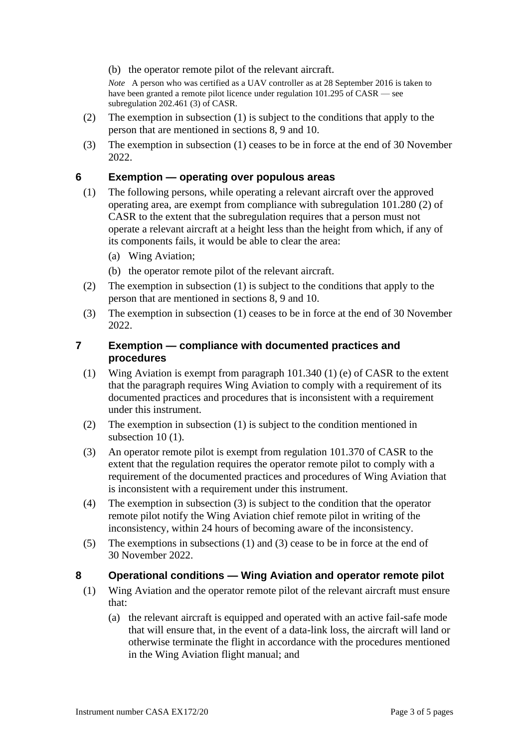(b) the operator remote pilot of the relevant aircraft.

*Note* A person who was certified as a UAV controller as at 28 September 2016 is taken to have been granted a remote pilot licence under regulation 101.295 of CASR — see subregulation 202.461 (3) of CASR.

(2) The exemption in subsection (1) is subject to the conditions that apply to the person that are mentioned in sections 8, 9 and 10.

(3) The exemption in subsection (1) ceases to be in force at the end of 30 November 2022.

## 6 Exemption — operating over populous areas

(1) The following persons, while operating a relevant aircraft over the approved operating area, are exempt from compliance with subregulation 101.280 (2) of CASR to the extent that the subregulation requires that a person must not operate a relevant aircraft at a height less than the height from which, if any of its components fails, it would be able to clear the area:

(a) Wing Aviation;

(b) the operator remote pilot of the relevant aircraft.

(2) The exemption in subsection (1) is subject to the conditions that apply to the person that are mentioned in sections 8, 9 and 10.

(3) The exemption in subsection (1) ceases to be in force at the end of 30 November 2022.

## 7 Exemption — compliance with documented practices and procedures

(1) Wing Aviation is exempt from paragraph 101.340 (1) (e) of CASR to the extent that the paragraph requires Wing Aviation to comply with a requirement of its documented practices and procedures that is inconsistent with a requirement under this instrument.

(2) The exemption in subsection (1) is subject to the condition mentioned in subsection 10 (1).

(3) An operator remote pilot is exempt from regulation 101.370 of CASR to the extent that the regulation requires the operator remote pilot to comply with a requirement of the documented practices and procedures of Wing Aviation that is inconsistent with a requirement under this instrument.

(4) The exemption in subsection (3) is subject to the condition that the operator remote pilot notify the Wing Aviation chief remote pilot in writing of the inconsistency, within 24 hours of becoming aware of the inconsistency.

(5) The exemptions in subsections (1) and (3) cease to be in force at the end of 30 November 2022.

## 8 Operational conditions — Wing Aviation and operator remote pilot

(1) Wing Aviation and the operator remote pilot of the relevant aircraft must ensure that:

(a) the relevant aircraft is equipped and operated with an active fail-safe mode that will ensure that, in the event of a data-link loss, the aircraft will land or otherwise terminate the flight in accordance with the procedures mentioned in the Wing Aviation flight manual; and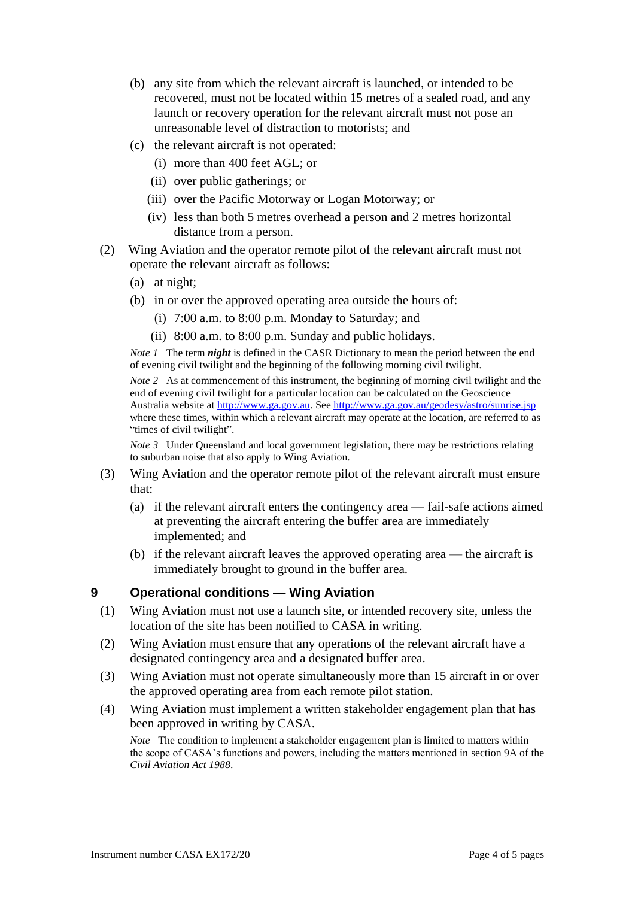(b) any site from which the relevant aircraft is launched, or intended to be recovered, must not be located within 15 metres of a sealed road, and any launch or recovery operation for the relevant aircraft must not pose an unreasonable level of distraction to motorists; and

(c) the relevant aircraft is not operated:

(i) more than 400 feet AGL; or

(ii) over public gatherings; or

(iii) over the Pacific Motorway or Logan Motorway; or

(iv) less than both 5 metres overhead a person and 2 metres horizontal distance from a person.

(2) Wing Aviation and the operator remote pilot of the relevant aircraft must not operate the relevant aircraft as follows:

(a) at night;

(b) in or over the approved operating area outside the hours of:

(i) 7:00 a.m. to 8:00 p.m. Monday to Saturday; and

(ii) 8:00 a.m. to 8:00 p.m. Sunday and public holidays.

*Note 1* The term ***night*** is defined in the CASR Dictionary to mean the period between the end of evening civil twilight and the beginning of the following morning civil twilight.

*Note 2* As at commencement of this instrument, the beginning of morning civil twilight and the end of evening civil twilight for a particular location can be calculated on the Geoscience Australia website at http://www.ga.gov.au. See http://www.ga.gov.au/geodesy/astro/sunrise.jsp where these times, within which a relevant aircraft may operate at the location, are referred to as "times of civil twilight".

*Note 3* Under Queensland and local government legislation, there may be restrictions relating to suburban noise that also apply to Wing Aviation.

(3) Wing Aviation and the operator remote pilot of the relevant aircraft must ensure that:

(a) if the relevant aircraft enters the contingency area — fail-safe actions aimed at preventing the aircraft entering the buffer area are immediately implemented; and

(b) if the relevant aircraft leaves the approved operating area — the aircraft is immediately brought to ground in the buffer area.

## 9 Operational conditions — Wing Aviation

(1) Wing Aviation must not use a launch site, or intended recovery site, unless the location of the site has been notified to CASA in writing.

(2) Wing Aviation must ensure that any operations of the relevant aircraft have a designated contingency area and a designated buffer area.

(3) Wing Aviation must not operate simultaneously more than 15 aircraft in or over the approved operating area from each remote pilot station.

(4) Wing Aviation must implement a written stakeholder engagement plan that has been approved in writing by CASA.

*Note* The condition to implement a stakeholder engagement plan is limited to matters within the scope of CASA's functions and powers, including the matters mentioned in section 9A of the *Civil Aviation Act 1988*.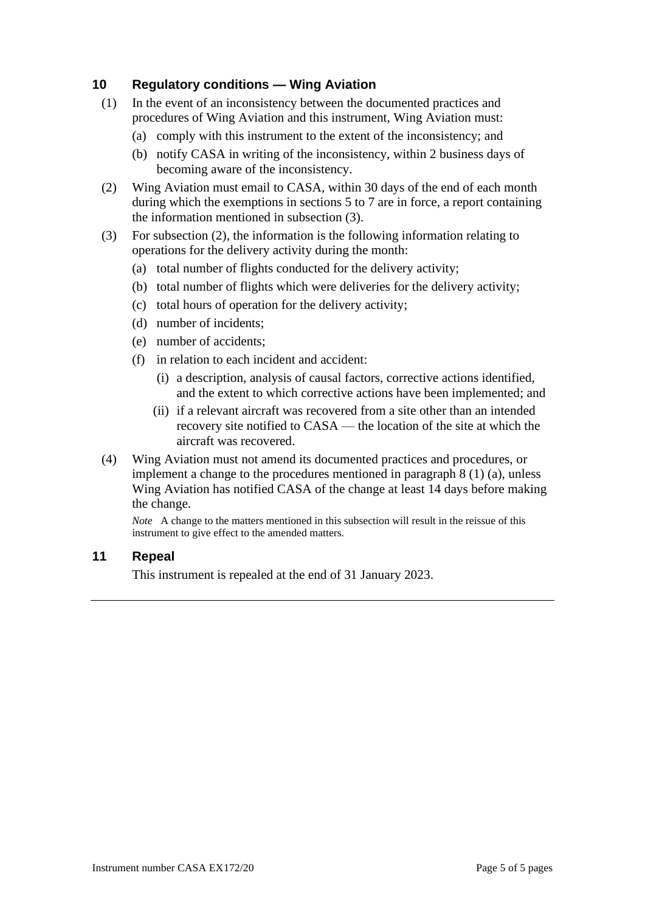## 10 Regulatory conditions — Wing Aviation

(1) In the event of an inconsistency between the documented practices and procedures of Wing Aviation and this instrument, Wing Aviation must:

(a) comply with this instrument to the extent of the inconsistency; and

(b) notify CASA in writing of the inconsistency, within 2 business days of becoming aware of the inconsistency.

(2) Wing Aviation must email to CASA, within 30 days of the end of each month during which the exemptions in sections 5 to 7 are in force, a report containing the information mentioned in subsection (3).

(3) For subsection (2), the information is the following information relating to operations for the delivery activity during the month:

(a) total number of flights conducted for the delivery activity;

(b) total number of flights which were deliveries for the delivery activity;

(c) total hours of operation for the delivery activity;

(d) number of incidents;

(e) number of accidents;

(f) in relation to each incident and accident:

(i) a description, analysis of causal factors, corrective actions identified, and the extent to which corrective actions have been implemented; and

(ii) if a relevant aircraft was recovered from a site other than an intended recovery site notified to CASA — the location of the site at which the aircraft was recovered.

(4) Wing Aviation must not amend its documented practices and procedures, or implement a change to the procedures mentioned in paragraph 8 (1) (a), unless Wing Aviation has notified CASA of the change at least 14 days before making the change.

*Note* A change to the matters mentioned in this subsection will result in the reissue of this instrument to give effect to the amended matters.

## 11 Repeal

This instrument is repealed at the end of 31 January 2023.

---